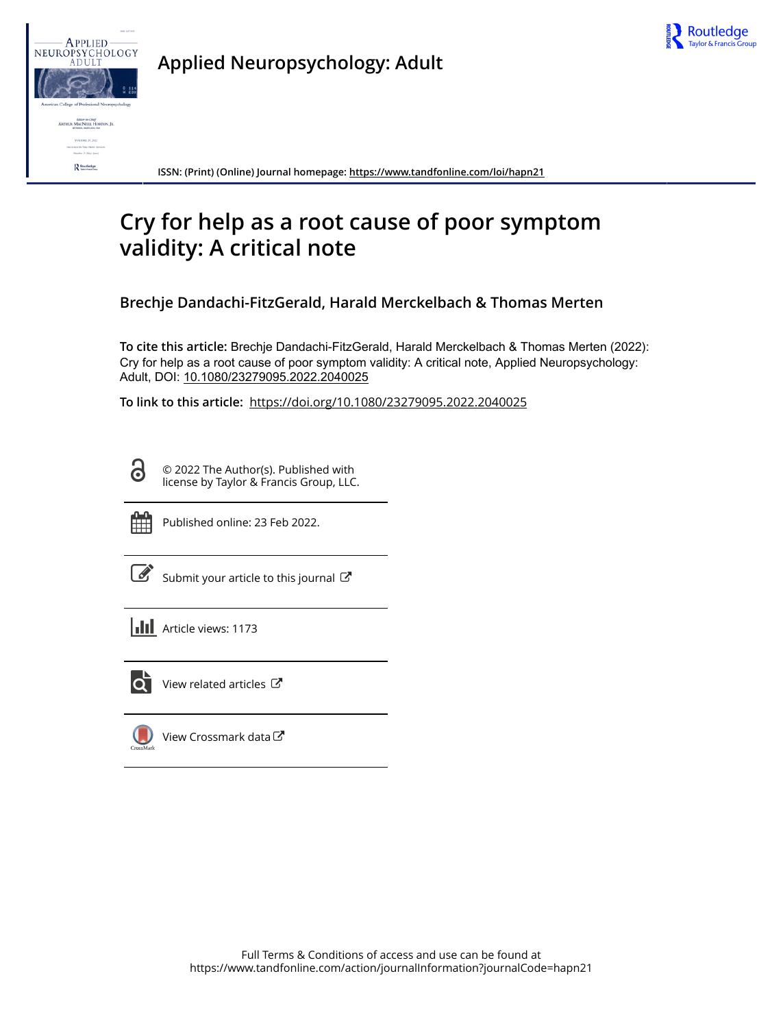# Applied Neuropsychology: Adult

ISSN: (Print) (Online) Journal homepage: https://www.tandfonline.com/loi/hapn21

# Cry for help as a root cause of poor symptom validity: A critical note

**Brechje Dandachi-FitzGerald, Harald Merckelbach & Thomas Merten**

**To cite this article:** Brechje Dandachi-FitzGerald, Harald Merckelbach & Thomas Merten (2022): Cry for help as a root cause of poor symptom validity: A critical note, Applied Neuropsychology: Adult, DOI: 10.1080/23279095.2022.2040025

**To link to this article:** https://doi.org/10.1080/23279095.2022.2040025

© 2022 The Author(s). Published with license by Taylor & Francis Group, LLC.

Published online: 23 Feb 2022.

Submit your article to this journal

Article views: 1173

View related articles

View Crossmark data

Full Terms & Conditions of access and use can be found at https://www.tandfonline.com/action/journalInformation?journalCode=hapn21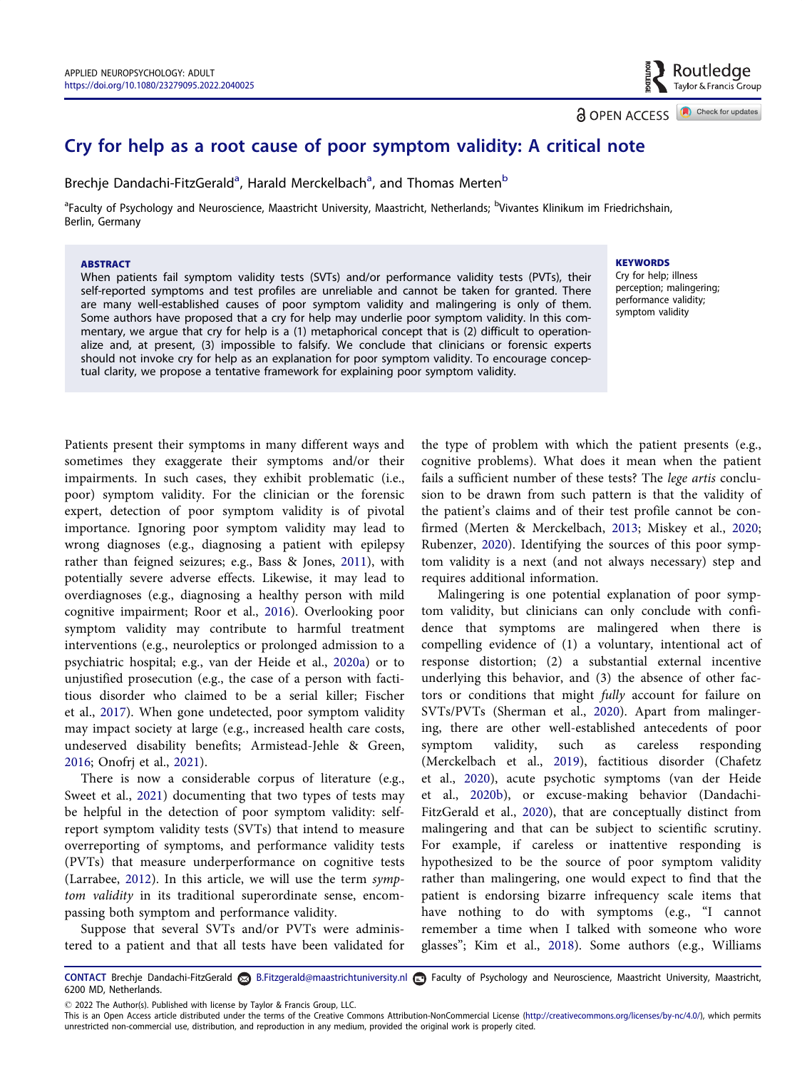# Cry for help as a root cause of poor symptom validity: A critical note

Brechje Dandachi-FitzGerald[a], Harald Merckelbach[a], and Thomas Merten[b]

[a]Faculty of Psychology and Neuroscience, Maastricht University, Maastricht, Netherlands; [b]Vivantes Klinikum im Friedrichshain, Berlin, Germany

**ABSTRACT**

When patients fail symptom validity tests (SVTs) and/or performance validity tests (PVTs), their self-reported symptoms and test profiles are unreliable and cannot be taken for granted. There are many well-established causes of poor symptom validity and malingering is only of them. Some authors have proposed that a cry for help may underlie poor symptom validity. In this commentary, we argue that cry for help is a (1) metaphorical concept that is (2) difficult to operationalize and, at present, (3) impossible to falsify. We conclude that clinicians or forensic experts should not invoke cry for help as an explanation for poor symptom validity. To encourage conceptual clarity, we propose a tentative framework for explaining poor symptom validity.

**KEYWORDS**

Cry for help; illness perception; malingering; performance validity; symptom validity

Patients present their symptoms in many different ways and sometimes they exaggerate their symptoms and/or their impairments. In such cases, they exhibit problematic (i.e., poor) symptom validity. For the clinician or the forensic expert, detection of poor symptom validity is of pivotal importance. Ignoring poor symptom validity may lead to wrong diagnoses (e.g., diagnosing a patient with epilepsy rather than feigned seizures; e.g., Bass & Jones, 2011), with potentially severe adverse effects. Likewise, it may lead to overdiagnoses (e.g., diagnosing a healthy person with mild cognitive impairment; Roor et al., 2016). Overlooking poor symptom validity may contribute to harmful treatment interventions (e.g., neuroleptics or prolonged admission to a psychiatric hospital; e.g., van der Heide et al., 2020a) or to unjustified prosecution (e.g., the case of a person with factitious disorder who claimed to be a serial killer; Fischer et al., 2017). When gone undetected, poor symptom validity may impact society at large (e.g., increased health care costs, undeserved disability benefits; Armistead-Jehle & Green, 2016; Onofrj et al., 2021).

There is now a considerable corpus of literature (e.g., Sweet et al., 2021) documenting that two types of tests may be helpful in the detection of poor symptom validity: self-report symptom validity tests (SVTs) that intend to measure overreporting of symptoms, and performance validity tests (PVTs) that measure underperformance on cognitive tests (Larrabee, 2012). In this article, we will use the term *symptom validity* in its traditional superordinate sense, encompassing both symptom and performance validity.

Suppose that several SVTs and/or PVTs were administered to a patient and that all tests have been validated for the type of problem with which the patient presents (e.g., cognitive problems). What does it mean when the patient fails a sufficient number of these tests? The *lege artis* conclusion to be drawn from such pattern is that the validity of the patient's claims and of their test profile cannot be confirmed (Merten & Merckelbach, 2013; Miskey et al., 2020; Rubenzer, 2020). Identifying the sources of this poor symptom validity is a next (and not always necessary) step and requires additional information.

Malingering is one potential explanation of poor symptom validity, but clinicians can only conclude with confidence that symptoms are malingered when there is compelling evidence of (1) a voluntary, intentional act of response distortion; (2) a substantial external incentive underlying this behavior, and (3) the absence of other factors or conditions that might *fully* account for failure on SVTs/PVTs (Sherman et al., 2020). Apart from malingering, there are other well-established antecedents of poor symptom validity, such as careless responding (Merckelbach et al., 2019), factitious disorder (Chafetz et al., 2020), acute psychotic symptoms (van der Heide et al., 2020b), or excuse-making behavior (Dandachi-FitzGerald et al., 2020), that are conceptually distinct from malingering and that can be subject to scientific scrutiny. For example, if careless or inattentive responding is hypothesized to be the source of poor symptom validity rather than malingering, one would expect to find that the patient is endorsing bizarre infrequency scale items that have nothing to do with symptoms (e.g., "I cannot remember a time when I talked with someone who wore glasses"; Kim et al., 2018). Some authors (e.g., Williams

**CONTACT** Brechje Dandachi-FitzGerald B.Fitzgerald@maastrichtuniversity.nl Faculty of Psychology and Neuroscience, Maastricht University, Maastricht, 6200 MD, Netherlands.

© 2022 The Author(s). Published with license by Taylor & Francis Group, LLC.

This is an Open Access article distributed under the terms of the Creative Commons Attribution-NonCommercial License (http://creativecommons.org/licenses/by-nc/4.0/), which permits unrestricted non-commercial use, distribution, and reproduction in any medium, provided the original work is properly cited.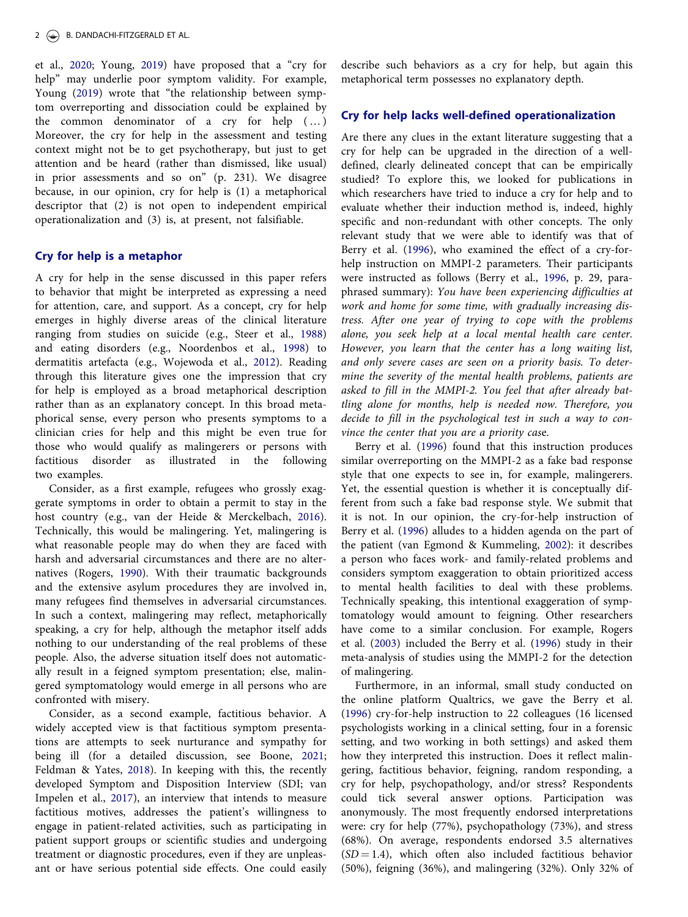et al., 2020; Young, 2019) have proposed that a "cry for help" may underlie poor symptom validity. For example, Young (2019) wrote that "the relationship between symptom overreporting and dissociation could be explained by the common denominator of a cry for help (…) Moreover, the cry for help in the assessment and testing context might not be to get psychotherapy, but just to get attention and be heard (rather than dismissed, like usual) in prior assessments and so on" (p. 231). We disagree because, in our opinion, cry for help is (1) a metaphorical descriptor that (2) is not open to independent empirical operationalization and (3) is, at present, not falsifiable.

## Cry for help is a metaphor

A cry for help in the sense discussed in this paper refers to behavior that might be interpreted as expressing a need for attention, care, and support. As a concept, cry for help emerges in highly diverse areas of the clinical literature ranging from studies on suicide (e.g., Steer et al., 1988) and eating disorders (e.g., Noordenbos et al., 1998) to dermatitis artefacta (e.g., Wojewoda et al., 2012). Reading through this literature gives one the impression that cry for help is employed as a broad metaphorical description rather than as an explanatory concept. In this broad metaphorical sense, every person who presents symptoms to a clinician cries for help and this might be even true for those who would qualify as malingerers or persons with factitious disorder as illustrated in the following two examples.

Consider, as a first example, refugees who grossly exaggerate symptoms in order to obtain a permit to stay in the host country (e.g., van der Heide & Merckelbach, 2016). Technically, this would be malingering. Yet, malingering is what reasonable people may do when they are faced with harsh and adversarial circumstances and there are no alternatives (Rogers, 1990). With their traumatic backgrounds and the extensive asylum procedures they are involved in, many refugees find themselves in adversarial circumstances. In such a context, malingering may reflect, metaphorically speaking, a cry for help, although the metaphor itself adds nothing to our understanding of the real problems of these people. Also, the adverse situation itself does not automatically result in a feigned symptom presentation; else, malingered symptomatology would emerge in all persons who are confronted with misery.

Consider, as a second example, factitious behavior. A widely accepted view is that factitious symptom presentations are attempts to seek nurturance and sympathy for being ill (for a detailed discussion, see Boone, 2021; Feldman & Yates, 2018). In keeping with this, the recently developed Symptom and Disposition Interview (SDI; van Impelen et al., 2017), an interview that intends to measure factitious motives, addresses the patient's willingness to engage in patient-related activities, such as participating in patient support groups or scientific studies and undergoing treatment or diagnostic procedures, even if they are unpleasant or have serious potential side effects. One could easily describe such behaviors as a cry for help, but again this metaphorical term possesses no explanatory depth.

## Cry for help lacks well-defined operationalization

Are there any clues in the extant literature suggesting that a cry for help can be upgraded in the direction of a well-defined, clearly delineated concept that can be empirically studied? To explore this, we looked for publications in which researchers have tried to induce a cry for help and to evaluate whether their induction method is, indeed, highly specific and non-redundant with other concepts. The only relevant study that we were able to identify was that of Berry et al. (1996), who examined the effect of a cry-for-help instruction on MMPI-2 parameters. Their participants were instructed as follows (Berry et al., 1996, p. 29, paraphrased summary): *You have been experiencing difficulties at work and home for some time, with gradually increasing distress. After one year of trying to cope with the problems alone, you seek help at a local mental health care center. However, you learn that the center has a long waiting list, and only severe cases are seen on a priority basis. To determine the severity of the mental health problems, patients are asked to fill in the MMPI-2. You feel that after already battling alone for months, help is needed now. Therefore, you decide to fill in the psychological test in such a way to convince the center that you are a priority case.*

Berry et al. (1996) found that this instruction produces similar overreporting on the MMPI-2 as a fake bad response style that one expects to see in, for example, malingerers. Yet, the essential question is whether it is conceptually different from such a fake bad response style. We submit that it is not. In our opinion, the cry-for-help instruction of Berry et al. (1996) alludes to a hidden agenda on the part of the patient (van Egmond & Kummeling, 2002): it describes a person who faces work- and family-related problems and considers symptom exaggeration to obtain prioritized access to mental health facilities to deal with these problems. Technically speaking, this intentional exaggeration of symptomatology would amount to feigning. Other researchers have come to a similar conclusion. For example, Rogers et al. (2003) included the Berry et al. (1996) study in their meta-analysis of studies using the MMPI-2 for the detection of malingering.

Furthermore, in an informal, small study conducted on the online platform Qualtrics, we gave the Berry et al. (1996) cry-for-help instruction to 22 colleagues (16 licensed psychologists working in a clinical setting, four in a forensic setting, and two working in both settings) and asked them how they interpreted this instruction. Does it reflect malingering, factitious behavior, feigning, random responding, a cry for help, psychopathology, and/or stress? Respondents could tick several answer options. Participation was anonymously. The most frequently endorsed interpretations were: cry for help (77%), psychopathology (73%), and stress (68%). On average, respondents endorsed 3.5 alternatives ($SD = 1.4$), which often also included factitious behavior (50%), feigning (36%), and malingering (32%). Only 32% of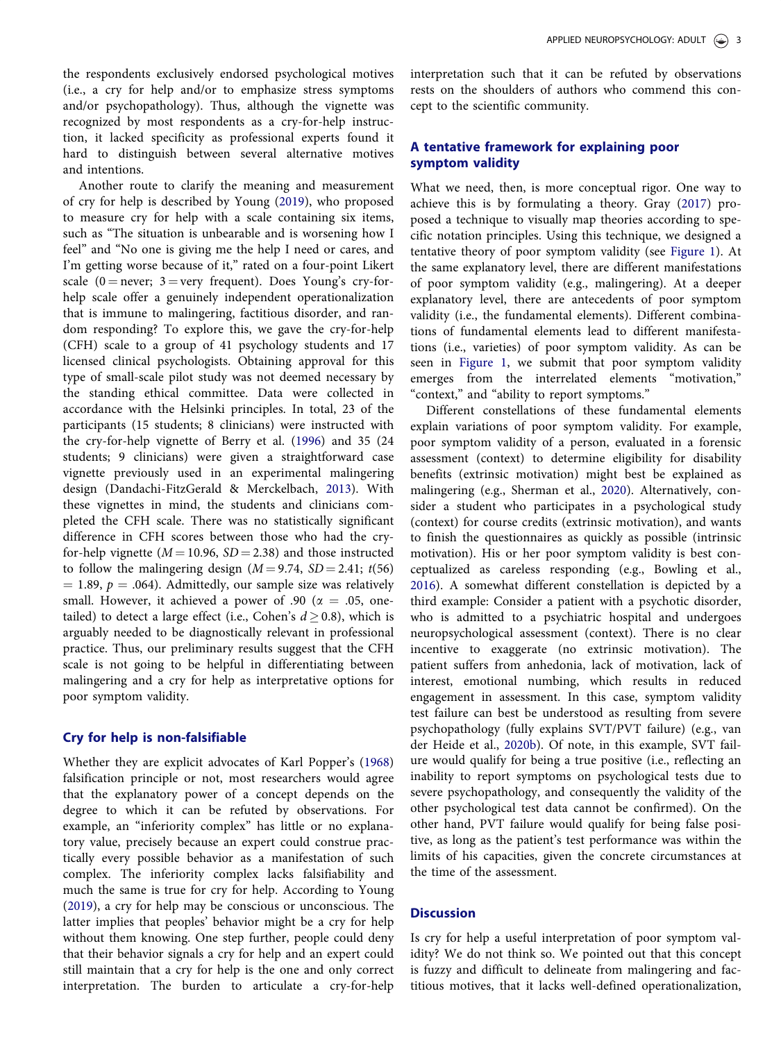the respondents exclusively endorsed psychological motives (i.e., a cry for help and/or to emphasize stress symptoms and/or psychopathology). Thus, although the vignette was recognized by most respondents as a cry-for-help instruction, it lacked specificity as professional experts found it hard to distinguish between several alternative motives and intentions.

Another route to clarify the meaning and measurement of cry for help is described by Young (2019), who proposed to measure cry for help with a scale containing six items, such as "The situation is unbearable and is worsening how I feel" and "No one is giving me the help I need or cares, and I'm getting worse because of it," rated on a four-point Likert scale (0 = never; 3 = very frequent). Does Young's cry-for-help scale offer a genuinely independent operationalization that is immune to malingering, factitious disorder, and random responding? To explore this, we gave the cry-for-help (CFH) scale to a group of 41 psychology students and 17 licensed clinical psychologists. Obtaining approval for this type of small-scale pilot study was not deemed necessary by the standing ethical committee. Data were collected in accordance with the Helsinki principles. In total, 23 of the participants (15 students; 8 clinicians) were instructed with the cry-for-help vignette of Berry et al. (1996) and 35 (24 students; 9 clinicians) were given a straightforward case vignette previously used in an experimental malingering design (Dandachi-FitzGerald & Merckelbach, 2013). With these vignettes in mind, the students and clinicians completed the CFH scale. There was no statistically significant difference in CFH scores between those who had the cry-for-help vignette ($M = 10.96$, $SD = 2.38$) and those instructed to follow the malingering design ($M = 9.74$, $SD = 2.41$; $t(56) = 1.89$, $p = .064$). Admittedly, our sample size was relatively small. However, it achieved a power of .90 ($\alpha = .05$, one-tailed) to detect a large effect (i.e., Cohen's $d \geq 0.8$), which is arguably needed to be diagnostically relevant in professional practice. Thus, our preliminary results suggest that the CFH scale is not going to be helpful in differentiating between malingering and a cry for help as interpretative options for poor symptom validity.

## Cry for help is non-falsifiable

Whether they are explicit advocates of Karl Popper's (1968) falsification principle or not, most researchers would agree that the explanatory power of a concept depends on the degree to which it can be refuted by observations. For example, an "inferiority complex" has little or no explanatory value, precisely because an expert could construe practically every possible behavior as a manifestation of such complex. The inferiority complex lacks falsifiability and much the same is true for cry for help. According to Young (2019), a cry for help may be conscious or unconscious. The latter implies that peoples' behavior might be a cry for help without them knowing. One step further, people could deny that their behavior signals a cry for help and an expert could still maintain that a cry for help is the one and only correct interpretation. The burden to articulate a cry-for-help interpretation such that it can be refuted by observations rests on the shoulders of authors who commend this concept to the scientific community.

## A tentative framework for explaining poor symptom validity

What we need, then, is more conceptual rigor. One way to achieve this is by formulating a theory. Gray (2017) proposed a technique to visually map theories according to specific notation principles. Using this technique, we designed a tentative theory of poor symptom validity (see Figure 1). At the same explanatory level, there are different manifestations of poor symptom validity (e.g., malingering). At a deeper explanatory level, there are antecedents of poor symptom validity (i.e., the fundamental elements). Different combinations of fundamental elements lead to different manifestations (i.e., varieties) of poor symptom validity. As can be seen in Figure 1, we submit that poor symptom validity emerges from the interrelated elements "motivation," "context," and "ability to report symptoms."

Different constellations of these fundamental elements explain variations of poor symptom validity. For example, poor symptom validity of a person, evaluated in a forensic assessment (context) to determine eligibility for disability benefits (extrinsic motivation) might best be explained as malingering (e.g., Sherman et al., 2020). Alternatively, consider a student who participates in a psychological study (context) for course credits (extrinsic motivation), and wants to finish the questionnaires as quickly as possible (intrinsic motivation). His or her poor symptom validity is best conceptualized as careless responding (e.g., Bowling et al., 2016). A somewhat different constellation is depicted by a third example: Consider a patient with a psychotic disorder, who is admitted to a psychiatric hospital and undergoes neuropsychological assessment (context). There is no clear incentive to exaggerate (no extrinsic motivation). The patient suffers from anhedonia, lack of motivation, lack of interest, emotional numbing, which results in reduced engagement in assessment. In this case, symptom validity test failure can best be understood as resulting from severe psychopathology (fully explains SVT/PVT failure) (e.g., van der Heide et al., 2020b). Of note, in this example, SVT failure would qualify for being a true positive (i.e., reflecting an inability to report symptoms on psychological tests due to severe psychopathology, and consequently the validity of the other psychological test data cannot be confirmed). On the other hand, PVT failure would qualify for being false positive, as long as the patient's test performance was within the limits of his capacities, given the concrete circumstances at the time of the assessment.

## Discussion

Is cry for help a useful interpretation of poor symptom validity? We do not think so. We pointed out that this concept is fuzzy and difficult to delineate from malingering and factitious motives, that it lacks well-defined operationalization,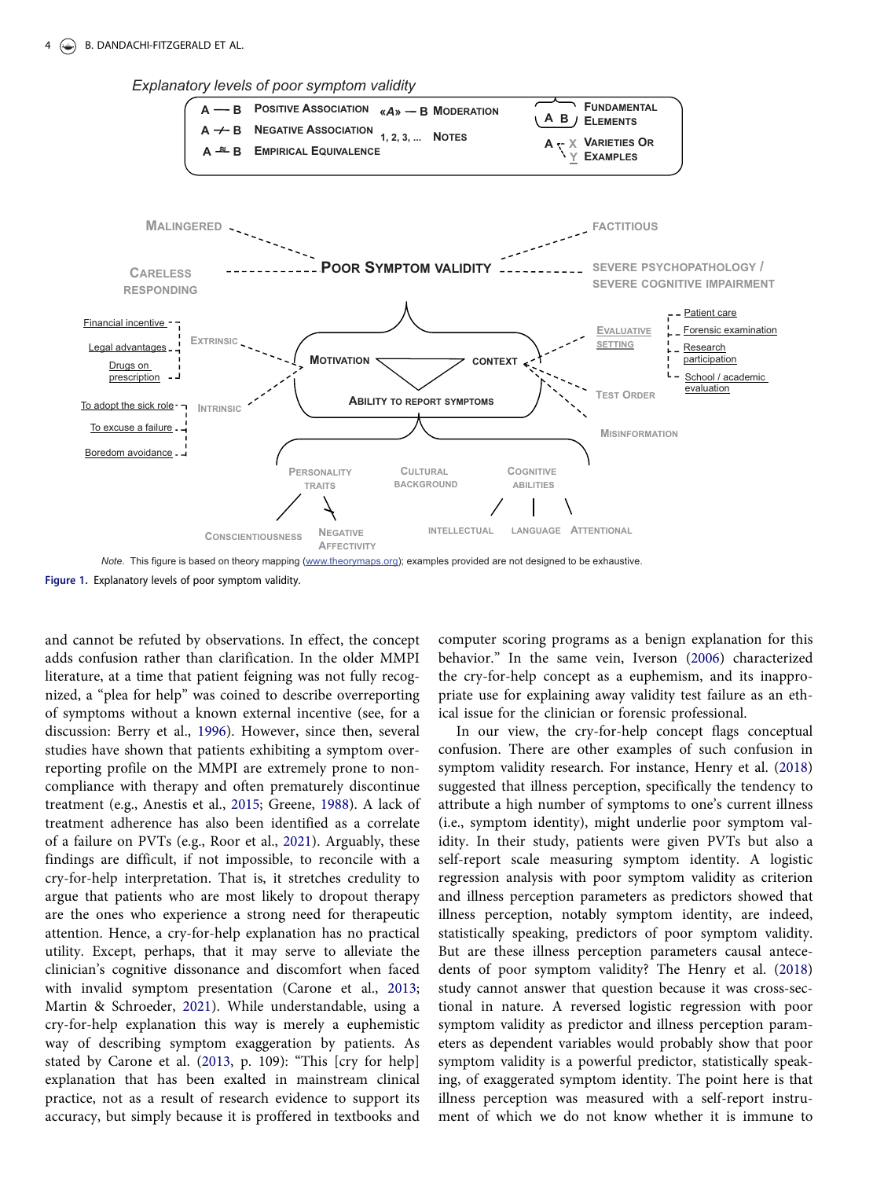*Explanatory levels of poor symptom validity*

Note. This figure is based on theory mapping (www.theorymaps.org); examples provided are not designed to be exhaustive.

**Figure 1.** Explanatory levels of poor symptom validity.

and cannot be refuted by observations. In effect, the concept adds confusion rather than clarification. In the older MMPI literature, at a time that patient feigning was not fully recognized, a "plea for help" was coined to describe overreporting of symptoms without a known external incentive (see, for a discussion: Berry et al., 1996). However, since then, several studies have shown that patients exhibiting a symptom overreporting profile on the MMPI are extremely prone to noncompliance with therapy and often prematurely discontinue treatment (e.g., Anestis et al., 2015; Greene, 1988). A lack of treatment adherence has also been identified as a correlate of a failure on PVTs (e.g., Roor et al., 2021). Arguably, these findings are difficult, if not impossible, to reconcile with a cry-for-help interpretation. That is, it stretches credulity to argue that patients who are most likely to dropout therapy are the ones who experience a strong need for therapeutic attention. Hence, a cry-for-help explanation has no practical utility. Except, perhaps, that it may serve to alleviate the clinician's cognitive dissonance and discomfort when faced with invalid symptom presentation (Carone et al., 2013; Martin & Schroeder, 2021). While understandable, using a cry-for-help explanation this way is merely a euphemistic way of describing symptom exaggeration by patients. As stated by Carone et al. (2013, p. 109): "This [cry for help] explanation that has been exalted in mainstream clinical practice, not as a result of research evidence to support its accuracy, but simply because it is proffered in textbooks and computer scoring programs as a benign explanation for this behavior." In the same vein, Iverson (2006) characterized the cry-for-help concept as a euphemism, and its inappropriate use for explaining away validity test failure as an ethical issue for the clinician or forensic professional.

In our view, the cry-for-help concept flags conceptual confusion. There are other examples of such confusion in symptom validity research. For instance, Henry et al. (2018) suggested that illness perception, specifically the tendency to attribute a high number of symptoms to one's current illness (i.e., symptom identity), might underlie poor symptom validity. In their study, patients were given PVTs but also a self-report scale measuring symptom identity. A logistic regression analysis with poor symptom validity as criterion and illness perception parameters as predictors showed that illness perception, notably symptom identity, are indeed, statistically speaking, predictors of poor symptom validity. But are these illness perception parameters causal antecedents of poor symptom validity? The Henry et al. (2018) study cannot answer that question because it was cross-sectional in nature. A reversed logistic regression with poor symptom validity as predictor and illness perception parameters as dependent variables would probably show that poor symptom validity is a powerful predictor, statistically speaking, of exaggerated symptom identity. The point here is that illness perception was measured with a self-report instrument of which we do not know whether it is immune to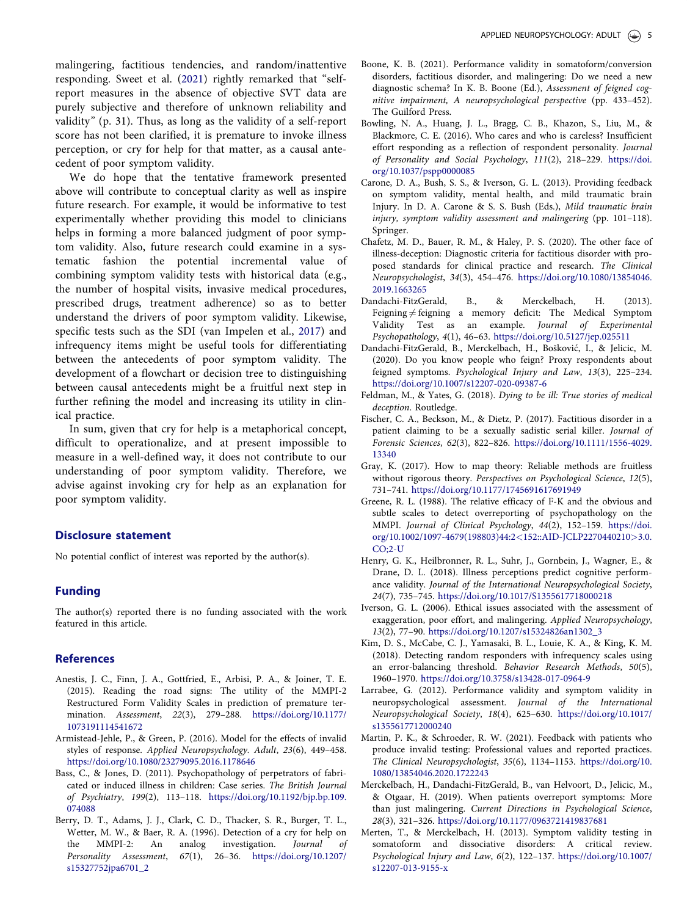malingering, factitious tendencies, and random/inattentive responding. Sweet et al. (2021) rightly remarked that "self-report measures in the absence of objective SVT data are purely subjective and therefore of unknown reliability and validity" (p. 31). Thus, as long as the validity of a self-report score has not been clarified, it is premature to invoke illness perception, or cry for help for that matter, as a causal antecedent of poor symptom validity.

We do hope that the tentative framework presented above will contribute to conceptual clarity as well as inspire future research. For example, it would be informative to test experimentally whether providing this model to clinicians helps in forming a more balanced judgment of poor symptom validity. Also, future research could examine in a systematic fashion the potential incremental value of combining symptom validity tests with historical data (e.g., the number of hospital visits, invasive medical procedures, prescribed drugs, treatment adherence) so as to better understand the drivers of poor symptom validity. Likewise, specific tests such as the SDI (van Impelen et al., 2017) and infrequency items might be useful tools for differentiating between the antecedents of poor symptom validity. The development of a flowchart or decision tree to distinguishing between causal antecedents might be a fruitful next step in further refining the model and increasing its utility in clinical practice.

In sum, given that cry for help is a metaphorical concept, difficult to operationalize, and at present impossible to measure in a well-defined way, it does not contribute to our understanding of poor symptom validity. Therefore, we advise against invoking cry for help as an explanation for poor symptom validity.

## Disclosure statement

No potential conflict of interest was reported by the author(s).

## Funding

The author(s) reported there is no funding associated with the work featured in this article.

## References

Anestis, J. C., Finn, J. A., Gottfried, E., Arbisi, P. A., & Joiner, T. E. (2015). Reading the road signs: The utility of the MMPI-2 Restructured Form Validity Scales in prediction of premature termination. *Assessment*, *22*(3), 279–288. https://doi.org/10.1177/1073191114541672

Armistead-Jehle, P., & Green, P. (2016). Model for the effects of invalid styles of response. *Applied Neuropsychology. Adult*, *23*(6), 449–458. https://doi.org/10.1080/23279095.2016.1178646

Bass, C., & Jones, D. (2011). Psychopathology of perpetrators of fabricated or induced illness in children: Case series. *The British Journal of Psychiatry*, *199*(2), 113–118. https://doi.org/10.1192/bjp.bp.109.074088

Berry, D. T., Adams, J. J., Clark, C. D., Thacker, S. R., Burger, T. L., Wetter, M. W., & Baer, R. A. (1996). Detection of a cry for help on the MMPI-2: An analog investigation. *Journal of Personality Assessment*, *67*(1), 26–36. https://doi.org/10.1207/s15327752jpa6701_2

Boone, K. B. (2021). Performance validity in somatoform/conversion disorders, factitious disorder, and malingering: Do we need a new diagnostic schema? In K. B. Boone (Ed.), *Assessment of feigned cognitive impairment, A neuropsychological perspective* (pp. 433–452). The Guilford Press.

Bowling, N. A., Huang, J. L., Bragg, C. B., Khazon, S., Liu, M., & Blackmore, C. E. (2016). Who cares and who is careless? Insufficient effort responding as a reflection of respondent personality. *Journal of Personality and Social Psychology*, *111*(2), 218–229. https://doi.org/10.1037/pspp0000085

Carone, D. A., Bush, S. S., & Iverson, G. L. (2013). Providing feedback on symptom validity, mental health, and mild traumatic brain Injury. In D. A. Carone & S. S. Bush (Eds.), *Mild traumatic brain injury, symptom validity assessment and malingering* (pp. 101–118). Springer.

Chafetz, M. D., Bauer, R. M., & Haley, P. S. (2020). The other face of illness-deception: Diagnostic criteria for factitious disorder with proposed standards for clinical practice and research. *The Clinical Neuropsychologist*, *34*(3), 454–476. https://doi.org/10.1080/13854046.2019.1663265

Dandachi-FitzGerald, B., & Merckelbach, H. (2013). Feigning ≠ feigning a memory deficit: The Medical Symptom Validity Test as an example. *Journal of Experimental Psychopathology*, *4*(1), 46–63. https://doi.org/10.5127/jep.025511

Dandachi-FitzGerald, B., Merckelbach, H., Bošković, I., & Jelicic, M. (2020). Do you know people who feign? Proxy respondents about feigned symptoms. *Psychological Injury and Law*, *13*(3), 225–234. https://doi.org/10.1007/s12207-020-09387-6

Feldman, M., & Yates, G. (2018). *Dying to be ill: True stories of medical deception*. Routledge.

Fischer, C. A., Beckson, M., & Dietz, P. (2017). Factitious disorder in a patient claiming to be a sexually sadistic serial killer. *Journal of Forensic Sciences*, *62*(3), 822–826. https://doi.org/10.1111/1556-4029.13340

Gray, K. (2017). How to map theory: Reliable methods are fruitless without rigorous theory. *Perspectives on Psychological Science*, *12*(5), 731–741. https://doi.org/10.1177/1745691617691949

Greene, R. L. (1988). The relative efficacy of F-K and the obvious and subtle scales to detect overreporting of psychopathology on the MMPI. *Journal of Clinical Psychology*, *44*(2), 152–159. https://doi.org/10.1002/1097-4679(198803)44:2<152::AID-JCLP2270440210>3.0.CO;2-U

Henry, G. K., Heilbronner, R. L., Suhr, J., Gornbein, J., Wagner, E., & Drane, D. L. (2018). Illness perceptions predict cognitive performance validity. *Journal of the International Neuropsychological Society*, *24*(7), 735–745. https://doi.org/10.1017/S1355617718000218

Iverson, G. L. (2006). Ethical issues associated with the assessment of exaggeration, poor effort, and malingering. *Applied Neuropsychology*, *13*(2), 77–90. https://doi.org/10.1207/s15324826an1302_3

Kim, D. S., McCabe, C. J., Yamasaki, B. L., Louie, K. A., & King, K. M. (2018). Detecting random responders with infrequency scales using an error-balancing threshold. *Behavior Research Methods*, *50*(5), 1960–1970. https://doi.org/10.3758/s13428-017-0964-9

Larrabee, G. (2012). Performance validity and symptom validity in neuropsychological assessment. *Journal of the International Neuropsychological Society*, *18*(4), 625–630. https://doi.org/10.1017/s1355617712000240

Martin, P. K., & Schroeder, R. W. (2021). Feedback with patients who produce invalid testing: Professional values and reported practices. *The Clinical Neuropsychologist*, *35*(6), 1134–1153. https://doi.org/10.1080/13854046.2020.1722243

Merckelbach, H., Dandachi-FitzGerald, B., van Helvoort, D., Jelicic, M., & Otgaar, H. (2019). When patients overreport symptoms: More than just malingering. *Current Directions in Psychological Science*, *28*(3), 321–326. https://doi.org/10.1177/0963721419837681

Merten, T., & Merckelbach, H. (2013). Symptom validity testing in somatoform and dissociative disorders: A critical review. *Psychological Injury and Law*, *6*(2), 122–137. https://doi.org/10.1007/s12207-013-9155-x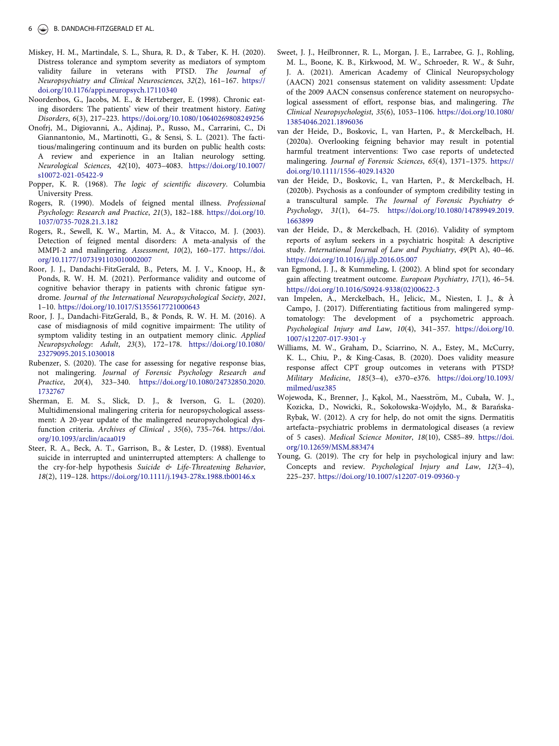Miskey, H. M., Martindale, S. L., Shura, R. D., & Taber, K. H. (2020). Distress tolerance and symptom severity as mediators of symptom validity failure in veterans with PTSD. *The Journal of Neuropsychiatry and Clinical Neurosciences*, *32*(2), 161–167. https://doi.org/10.1176/appi.neuropsych.17110340

Noordenbos, G., Jacobs, M. E., & Hertzberger, E. (1998). Chronic eating disorders: The patients' view of their treatment history. *Eating Disorders*, *6*(3), 217–223. https://doi.org/10.1080/10640269808249256

Onofrj, M., Digiovanni, A., Ajdinaj, P., Russo, M., Carrarini, C., Di Giannantonio, M., Martinotti, G., & Sensi, S. L. (2021). The factitious/malingering continuum and its burden on public health costs: A review and experience in an Italian neurology setting. *Neurological Sciences*, *42*(10), 4073–4083. https://doi.org/10.1007/s10072-021-05422-9

Popper, K. R. (1968). *The logic of scientific discovery*. Columbia University Press.

Rogers, R. (1990). Models of feigned mental illness. *Professional Psychology: Research and Practice*, *21*(3), 182–188. https://doi.org/10.1037/0735-7028.21.3.182

Rogers, R., Sewell, K. W., Martin, M. A., & Vitacco, M. J. (2003). Detection of feigned mental disorders: A meta-analysis of the MMPI-2 and malingering. *Assessment*, *10*(2), 160–177. https://doi.org/10.1177/1073191103010002007

Roor, J. J., Dandachi-FitzGerald, B., Peters, M. J. V., Knoop, H., & Ponds, R. W. H. M. (2021). Performance validity and outcome of cognitive behavior therapy in patients with chronic fatigue syndrome. *Journal of the International Neuropsychological Society*, *2021*, 1–10. https://doi.org/10.1017/S1355617721000643

Roor, J. J., Dandachi-FitzGerald, B., & Ponds, R. W. H. M. (2016). A case of misdiagnosis of mild cognitive impairment: The utility of symptom validity testing in an outpatient memory clinic. *Applied Neuropsychology: Adult*, *23*(3), 172–178. https://doi.org/10.1080/23279095.2015.1030018

Rubenzer, S. (2020). The case for assessing for negative response bias, not malingering. *Journal of Forensic Psychology Research and Practice*, *20*(4), 323–340. https://doi.org/10.1080/24732850.2020.1732767

Sherman, E. M. S., Slick, D. J., & Iverson, G. L. (2020). Multidimensional malingering criteria for neuropsychological assessment: A 20-year update of the malingered neuropsychological dysfunction criteria. *Archives of Clinical* , *35*(6), 735–764. https://doi.org/10.1093/arclin/acaa019

Steer, R. A., Beck, A. T., Garrison, B., & Lester, D. (1988). Eventual suicide in interrupted and uninterrupted attempters: A challenge to the cry-for-help hypothesis *Suicide & Life-Threatening Behavior*, *18*(2), 119–128. https://doi.org/10.1111/j.1943-278x.1988.tb00146.x

Sweet, J. J., Heilbronner, R. L., Morgan, J. E., Larrabee, G. J., Rohling, M. L., Boone, K. B., Kirkwood, M. W., Schroeder, R. W., & Suhr, J. A. (2021). American Academy of Clinical Neuropsychology (AACN) 2021 consensus statement on validity assessment: Update of the 2009 AACN consensus conference statement on neuropsychological assessment of effort, response bias, and malingering. *The Clinical Neuropsychologist*, *35*(6), 1053–1106. https://doi.org/10.1080/13854046.2021.1896036

van der Heide, D., Boskovic, I., van Harten, P., & Merckelbach, H. (2020a). Overlooking feigning behavior may result in potential harmful treatment interventions: Two case reports of undetected malingering. *Journal of Forensic Sciences*, *65*(4), 1371–1375. https://doi.org/10.1111/1556-4029.14320

van der Heide, D., Boskovic, I., van Harten, P., & Merckelbach, H. (2020b). Psychosis as a confounder of symptom credibility testing in a transcultural sample. *The Journal of Forensic Psychiatry & Psychology*, *31*(1), 64–75. https://doi.org/10.1080/14789949.2019.1663899

van der Heide, D., & Merckelbach, H. (2016). Validity of symptom reports of asylum seekers in a psychiatric hospital: A descriptive study. *International Journal of Law and Psychiatry*, *49*(Pt A), 40–46. https://doi.org/10.1016/j.ijlp.2016.05.007

van Egmond, J. J., & Kummeling, I. (2002). A blind spot for secondary gain affecting treatment outcome. *European Psychiatry*, *17*(1), 46–54. https://doi.org/10.1016/S0924-9338(02)00622-3

van Impelen, A., Merckelbach, H., Jelicic, M., Niesten, I. J., & À Campo, J. (2017). Differentiating factitious from malingered symptomatology: The development of a psychometric approach. *Psychological Injury and Law*, *10*(4), 341–357. https://doi.org/10.1007/s12207-017-9301-y

Williams, M. W., Graham, D., Sciarrino, N. A., Estey, M., McCurry, K. L., Chiu, P., & King-Casas, B. (2020). Does validity measure response affect CPT group outcomes in veterans with PTSD? *Military Medicine*, *185*(3–4), e370–e376. https://doi.org/10.1093/milmed/usz385

Wojewoda, K., Brenner, J., Kąkol, M., Naesström, M., Cubała, W. J., Kozicka, D., Nowicki, R., Sokołowska-Wojdyło, M., & Barańska-Rybak, W. (2012). A cry for help, do not omit the signs. Dermatitis artefacta–psychiatric problems in dermatological diseases (a review of 5 cases). *Medical Science Monitor*, *18*(10), CS85–89. https://doi.org/10.12659/MSM.883474

Young, G. (2019). The cry for help in psychological injury and law: Concepts and review. *Psychological Injury and Law*, *12*(3–4), 225–237. https://doi.org/10.1007/s12207-019-09360-y